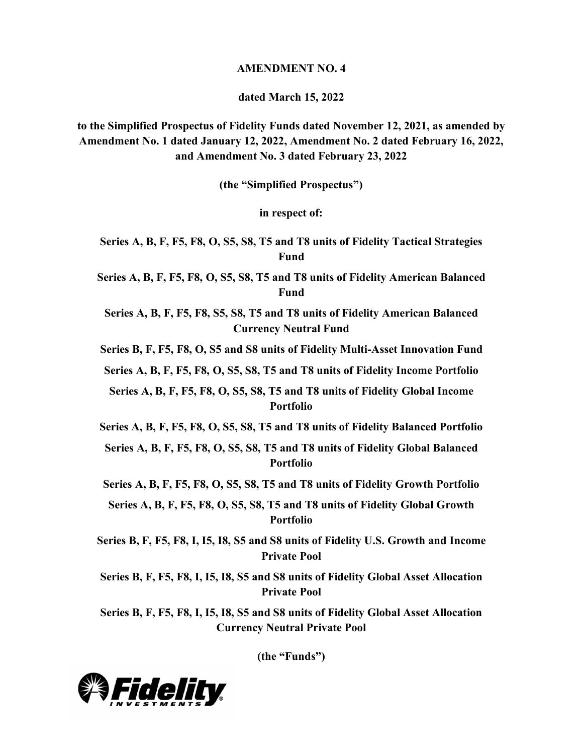**AMENDMENT NO. 4**

**dated March 15, 2022**

**to the Simplified Prospectus of Fidelity Funds dated November 12, 2021, as amended by Amendment No. 1 dated January 12, 2022, Amendment No. 2 dated February 16, 2022, and Amendment No. 3 dated February 23, 2022**

**(the "Simplified Prospectus")**

**in respect of:**

**Series A, B, F, F5, F8, O, S5, S8, T5 and T8 units of Fidelity Tactical Strategies Fund**

**Series A, B, F, F5, F8, O, S5, S8, T5 and T8 units of Fidelity American Balanced Fund**

**Series A, B, F, F5, F8, S5, S8, T5 and T8 units of Fidelity American Balanced Currency Neutral Fund**

**Series B, F, F5, F8, O, S5 and S8 units of Fidelity Multi-Asset Innovation Fund**

**Series A, B, F, F5, F8, O, S5, S8, T5 and T8 units of Fidelity Income Portfolio**

**Series A, B, F, F5, F8, O, S5, S8, T5 and T8 units of Fidelity Global Income Portfolio**

**Series A, B, F, F5, F8, O, S5, S8, T5 and T8 units of Fidelity Balanced Portfolio**

**Series A, B, F, F5, F8, O, S5, S8, T5 and T8 units of Fidelity Global Balanced Portfolio**

**Series A, B, F, F5, F8, O, S5, S8, T5 and T8 units of Fidelity Growth Portfolio**

**Series A, B, F, F5, F8, O, S5, S8, T5 and T8 units of Fidelity Global Growth Portfolio**

**Series B, F, F5, F8, I, I5, I8, S5 and S8 units of Fidelity U.S. Growth and Income Private Pool**

**Series B, F, F5, F8, I, I5, I8, S5 and S8 units of Fidelity Global Asset Allocation Private Pool**

**Series B, F, F5, F8, I, I5, I8, S5 and S8 units of Fidelity Global Asset Allocation Currency Neutral Private Pool**

**(the "Funds")**

Fidelity INVESTMENTS®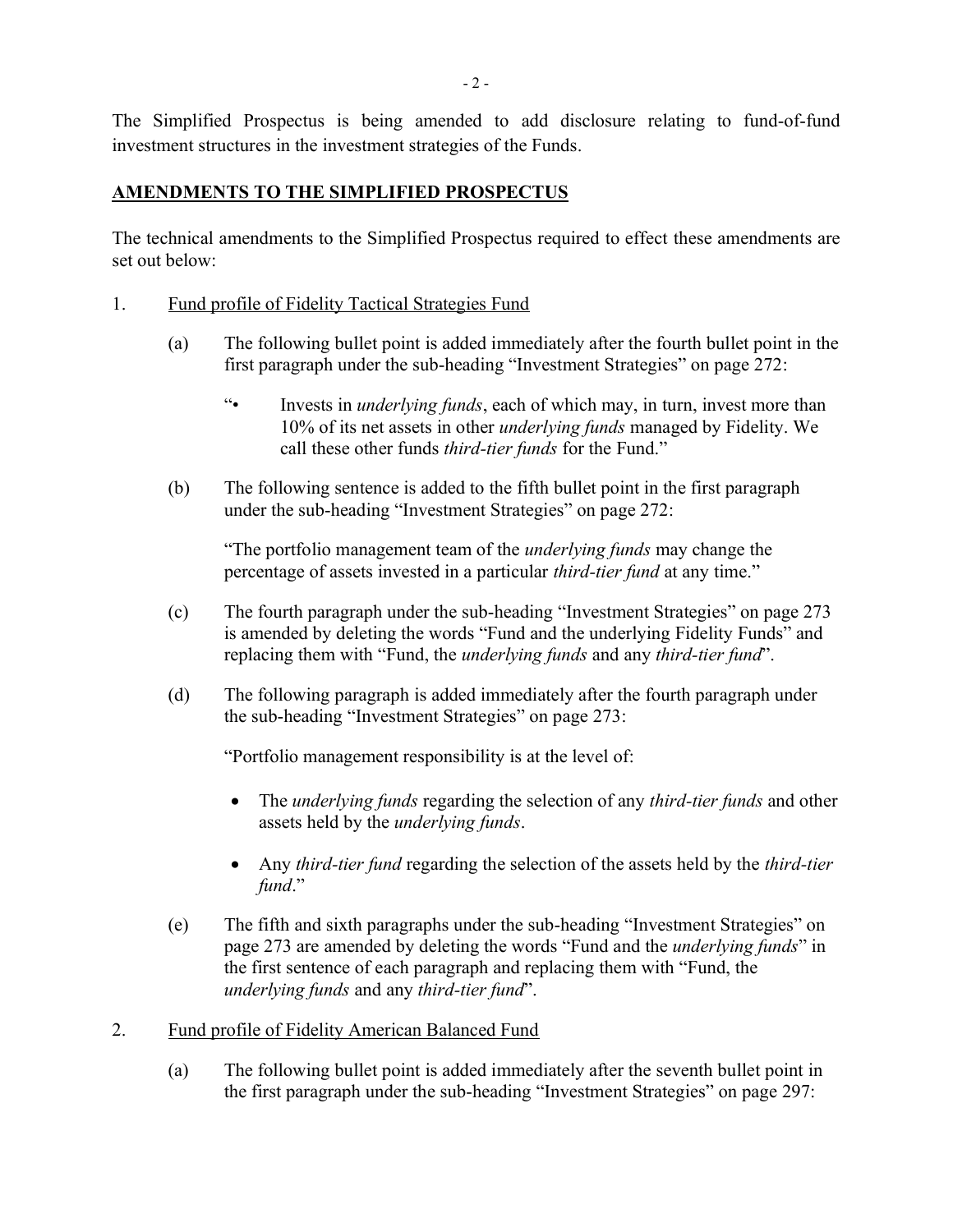The Simplified Prospectus is being amended to add disclosure relating to fund-of-fund investment structures in the investment strategies of the Funds.

## AMENDMENTS TO THE SIMPLIFIED PROSPECTUS

The technical amendments to the Simplified Prospectus required to effect these amendments are set out below:

1. Fund profile of Fidelity Tactical Strategies Fund

   (a) The following bullet point is added immediately after the fourth bullet point in the first paragraph under the sub-heading "Investment Strategies" on page 272:

   "• Invests in *underlying funds*, each of which may, in turn, invest more than 10% of its net assets in other *underlying funds* managed by Fidelity. We call these other funds *third-tier funds* for the Fund."

   (b) The following sentence is added to the fifth bullet point in the first paragraph under the sub-heading "Investment Strategies" on page 272:

   "The portfolio management team of the *underlying funds* may change the percentage of assets invested in a particular *third-tier fund* at any time."

   (c) The fourth paragraph under the sub-heading "Investment Strategies" on page 273 is amended by deleting the words "Fund and the underlying Fidelity Funds" and replacing them with "Fund, the *underlying funds* and any *third-tier fund*".

   (d) The following paragraph is added immediately after the fourth paragraph under the sub-heading "Investment Strategies" on page 273:

   "Portfolio management responsibility is at the level of:

   - The *underlying funds* regarding the selection of any *third-tier funds* and other assets held by the *underlying funds*.
   - Any *third-tier fund* regarding the selection of the assets held by the *third-tier fund*."

   (e) The fifth and sixth paragraphs under the sub-heading "Investment Strategies" on page 273 are amended by deleting the words "Fund and the *underlying funds*" in the first sentence of each paragraph and replacing them with "Fund, the *underlying funds* and any *third-tier fund*".

2. Fund profile of Fidelity American Balanced Fund

   (a) The following bullet point is added immediately after the seventh bullet point in the first paragraph under the sub-heading "Investment Strategies" on page 297: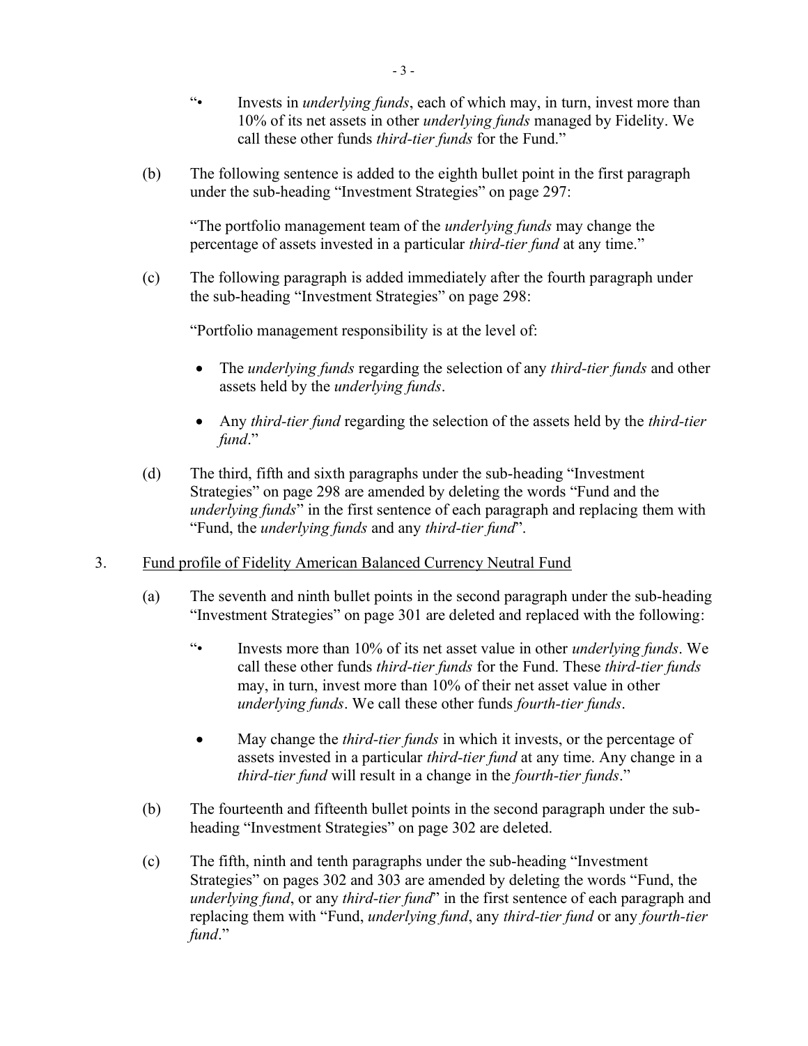"• Invests in *underlying funds*, each of which may, in turn, invest more than 10% of its net assets in other *underlying funds* managed by Fidelity. We call these other funds *third-tier funds* for the Fund."

(b) The following sentence is added to the eighth bullet point in the first paragraph under the sub-heading "Investment Strategies" on page 297:

"The portfolio management team of the *underlying funds* may change the percentage of assets invested in a particular *third-tier fund* at any time."

(c) The following paragraph is added immediately after the fourth paragraph under the sub-heading "Investment Strategies" on page 298:

"Portfolio management responsibility is at the level of:

- The *underlying funds* regarding the selection of any *third-tier funds* and other assets held by the *underlying funds*.
- Any *third-tier fund* regarding the selection of the assets held by the *third-tier fund*."

(d) The third, fifth and sixth paragraphs under the sub-heading "Investment Strategies" on page 298 are amended by deleting the words "Fund and the *underlying funds*" in the first sentence of each paragraph and replacing them with "Fund, the *underlying funds* and any *third-tier fund*".

3. Fund profile of Fidelity American Balanced Currency Neutral Fund

(a) The seventh and ninth bullet points in the second paragraph under the sub-heading "Investment Strategies" on page 301 are deleted and replaced with the following:

"• Invests more than 10% of its net asset value in other *underlying funds*. We call these other funds *third-tier funds* for the Fund. These *third-tier funds* may, in turn, invest more than 10% of their net asset value in other *underlying funds*. We call these other funds *fourth-tier funds*.

- May change the *third-tier funds* in which it invests, or the percentage of assets invested in a particular *third-tier fund* at any time. Any change in a *third-tier fund* will result in a change in the *fourth-tier funds*."

(b) The fourteenth and fifteenth bullet points in the second paragraph under the sub-heading "Investment Strategies" on page 302 are deleted.

(c) The fifth, ninth and tenth paragraphs under the sub-heading "Investment Strategies" on pages 302 and 303 are amended by deleting the words "Fund, the *underlying fund*, or any *third-tier fund*" in the first sentence of each paragraph and replacing them with "Fund, *underlying fund*, any *third-tier fund* or any *fourth-tier fund*."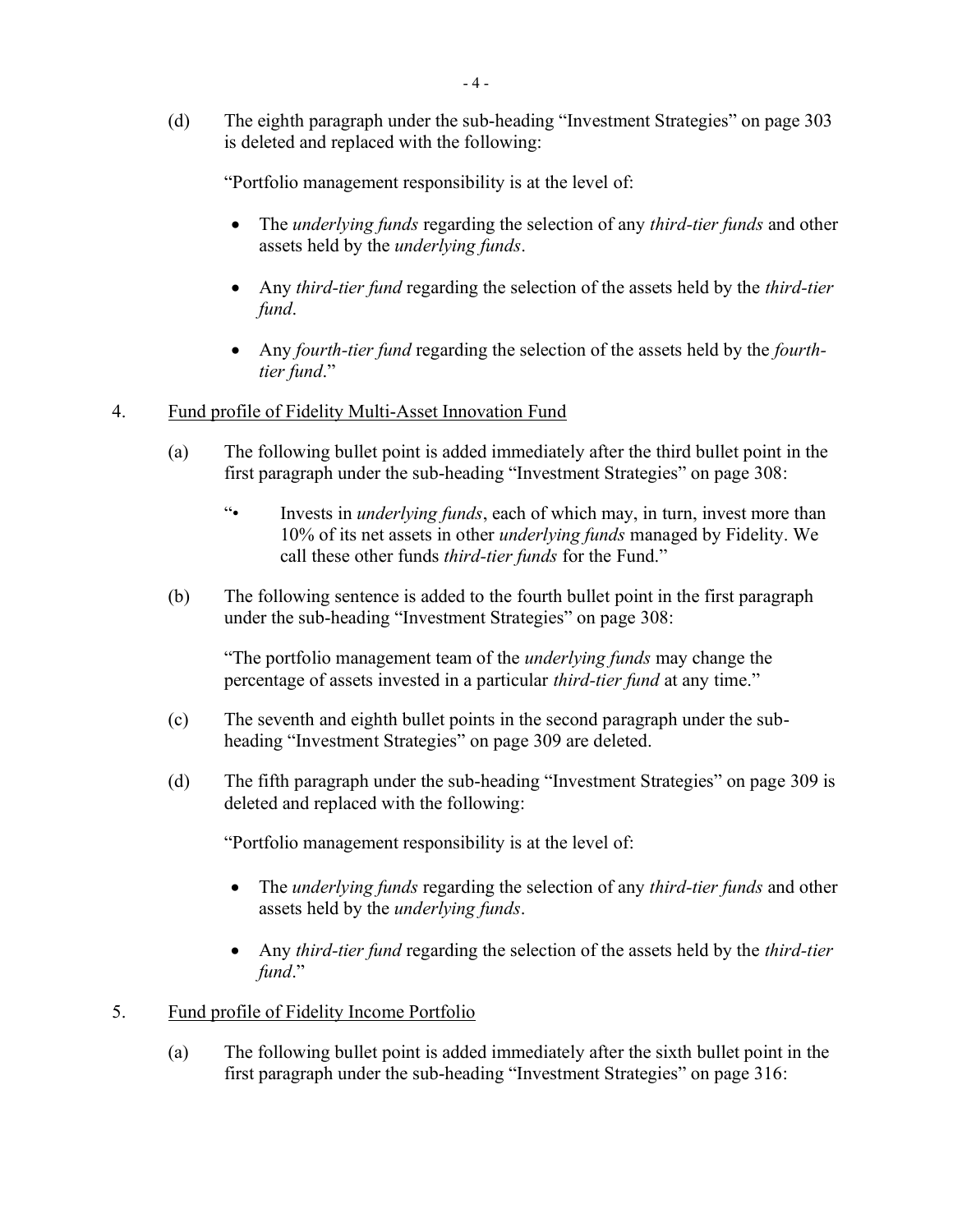(d) The eighth paragraph under the sub-heading "Investment Strategies" on page 303 is deleted and replaced with the following:

"Portfolio management responsibility is at the level of:

- The *underlying funds* regarding the selection of any *third-tier funds* and other assets held by the *underlying funds*.
- Any *third-tier fund* regarding the selection of the assets held by the *third-tier fund*.
- Any *fourth-tier fund* regarding the selection of the assets held by the *fourth-tier fund*."

4. Fund profile of Fidelity Multi-Asset Innovation Fund

(a) The following bullet point is added immediately after the third bullet point in the first paragraph under the sub-heading "Investment Strategies" on page 308:

"• Invests in *underlying funds*, each of which may, in turn, invest more than 10% of its net assets in other *underlying funds* managed by Fidelity. We call these other funds *third-tier funds* for the Fund."

(b) The following sentence is added to the fourth bullet point in the first paragraph under the sub-heading "Investment Strategies" on page 308:

"The portfolio management team of the *underlying funds* may change the percentage of assets invested in a particular *third-tier fund* at any time."

(c) The seventh and eighth bullet points in the second paragraph under the sub-heading "Investment Strategies" on page 309 are deleted.

(d) The fifth paragraph under the sub-heading "Investment Strategies" on page 309 is deleted and replaced with the following:

"Portfolio management responsibility is at the level of:

- The *underlying funds* regarding the selection of any *third-tier funds* and other assets held by the *underlying funds*.
- Any *third-tier fund* regarding the selection of the assets held by the *third-tier fund*."

5. Fund profile of Fidelity Income Portfolio

(a) The following bullet point is added immediately after the sixth bullet point in the first paragraph under the sub-heading "Investment Strategies" on page 316: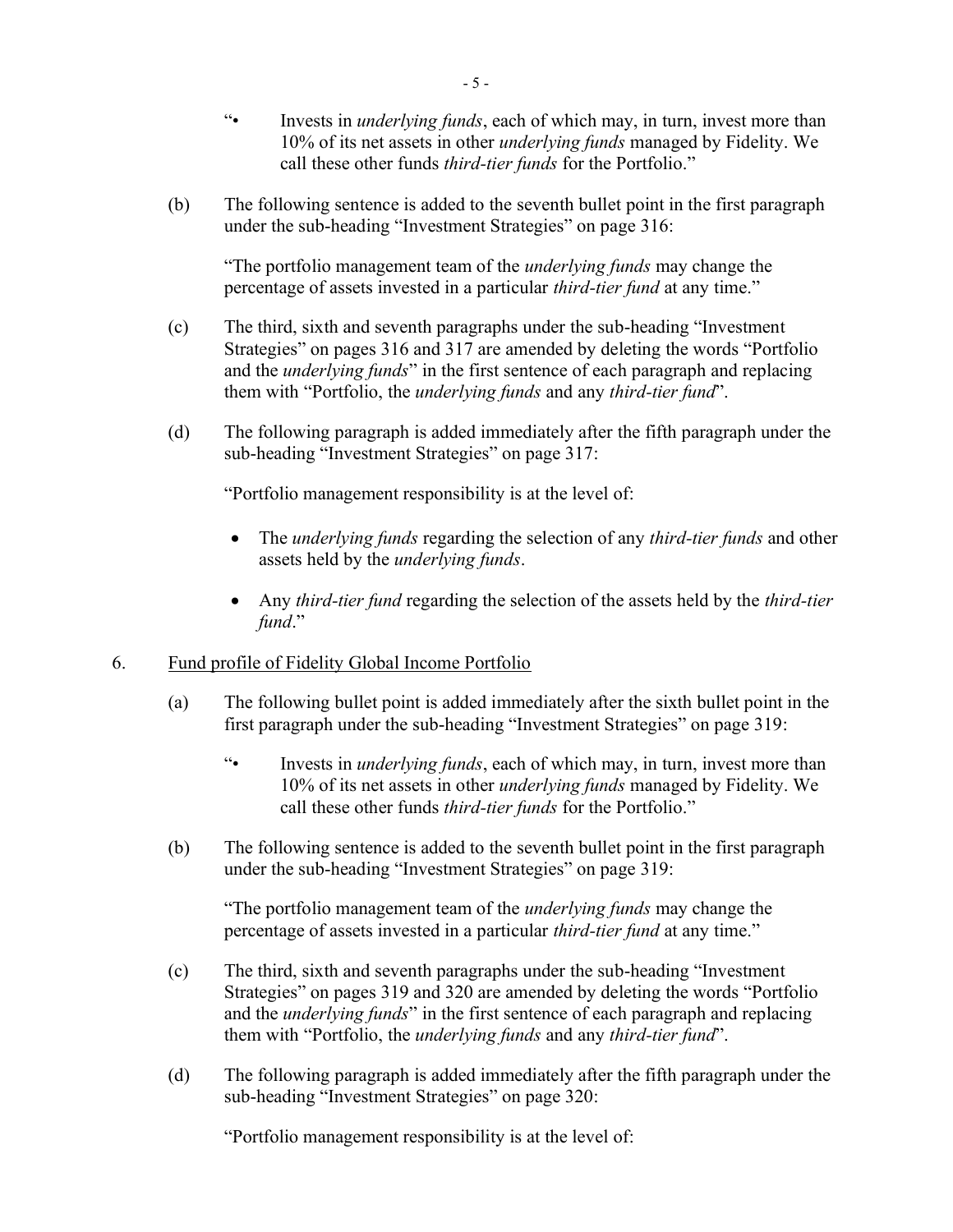"• Invests in *underlying funds*, each of which may, in turn, invest more than 10% of its net assets in other *underlying funds* managed by Fidelity. We call these other funds *third-tier funds* for the Portfolio."

(b) The following sentence is added to the seventh bullet point in the first paragraph under the sub-heading "Investment Strategies" on page 316:

"The portfolio management team of the *underlying funds* may change the percentage of assets invested in a particular *third-tier fund* at any time."

(c) The third, sixth and seventh paragraphs under the sub-heading "Investment Strategies" on pages 316 and 317 are amended by deleting the words "Portfolio and the *underlying funds*" in the first sentence of each paragraph and replacing them with "Portfolio, the *underlying funds* and any *third-tier fund*".

(d) The following paragraph is added immediately after the fifth paragraph under the sub-heading "Investment Strategies" on page 317:

"Portfolio management responsibility is at the level of:

- The *underlying funds* regarding the selection of any *third-tier funds* and other assets held by the *underlying funds*.
- Any *third-tier fund* regarding the selection of the assets held by the *third-tier fund*."

6. <u>Fund profile of Fidelity Global Income Portfolio</u>

(a) The following bullet point is added immediately after the sixth bullet point in the first paragraph under the sub-heading "Investment Strategies" on page 319:

"• Invests in *underlying funds*, each of which may, in turn, invest more than 10% of its net assets in other *underlying funds* managed by Fidelity. We call these other funds *third-tier funds* for the Portfolio."

(b) The following sentence is added to the seventh bullet point in the first paragraph under the sub-heading "Investment Strategies" on page 319:

"The portfolio management team of the *underlying funds* may change the percentage of assets invested in a particular *third-tier fund* at any time."

(c) The third, sixth and seventh paragraphs under the sub-heading "Investment Strategies" on pages 319 and 320 are amended by deleting the words "Portfolio and the *underlying funds*" in the first sentence of each paragraph and replacing them with "Portfolio, the *underlying funds* and any *third-tier fund*".

(d) The following paragraph is added immediately after the fifth paragraph under the sub-heading "Investment Strategies" on page 320:

"Portfolio management responsibility is at the level of: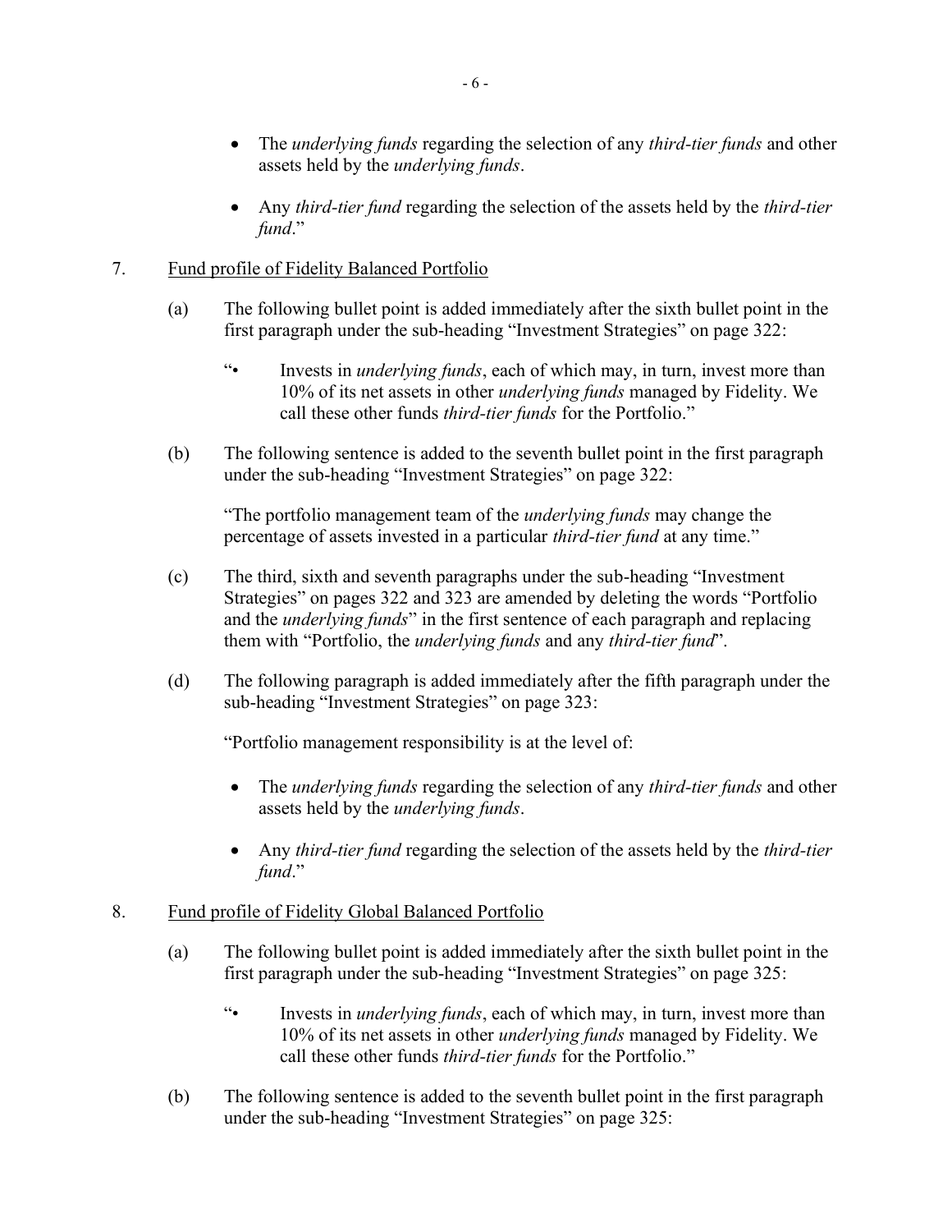- The *underlying funds* regarding the selection of any *third-tier funds* and other assets held by the *underlying funds*.

- Any *third-tier fund* regarding the selection of the assets held by the *third-tier fund*."

7. Fund profile of Fidelity Balanced Portfolio

   (a) The following bullet point is added immediately after the sixth bullet point in the first paragraph under the sub-heading "Investment Strategies" on page 322:

      "• Invests in *underlying funds*, each of which may, in turn, invest more than 10% of its net assets in other *underlying funds* managed by Fidelity. We call these other funds *third-tier funds* for the Portfolio."

   (b) The following sentence is added to the seventh bullet point in the first paragraph under the sub-heading "Investment Strategies" on page 322:

      "The portfolio management team of the *underlying funds* may change the percentage of assets invested in a particular *third-tier fund* at any time."

   (c) The third, sixth and seventh paragraphs under the sub-heading "Investment Strategies" on pages 322 and 323 are amended by deleting the words "Portfolio and the *underlying funds*" in the first sentence of each paragraph and replacing them with "Portfolio, the *underlying funds* and any *third-tier fund*".

   (d) The following paragraph is added immediately after the fifth paragraph under the sub-heading "Investment Strategies" on page 323:

      "Portfolio management responsibility is at the level of:

      - The *underlying funds* regarding the selection of any *third-tier funds* and other assets held by the *underlying funds*.

      - Any *third-tier fund* regarding the selection of the assets held by the *third-tier fund*."

8. Fund profile of Fidelity Global Balanced Portfolio

   (a) The following bullet point is added immediately after the sixth bullet point in the first paragraph under the sub-heading "Investment Strategies" on page 325:

      "• Invests in *underlying funds*, each of which may, in turn, invest more than 10% of its net assets in other *underlying funds* managed by Fidelity. We call these other funds *third-tier funds* for the Portfolio."

   (b) The following sentence is added to the seventh bullet point in the first paragraph under the sub-heading "Investment Strategies" on page 325: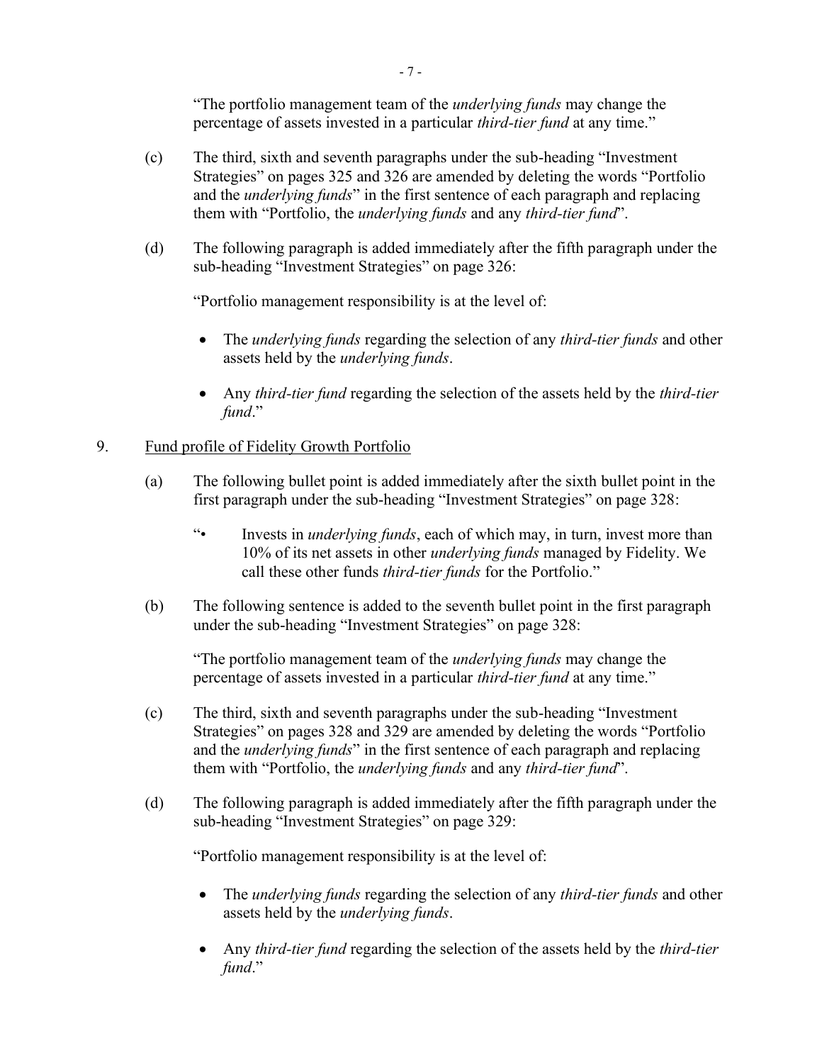"The portfolio management team of the *underlying funds* may change the percentage of assets invested in a particular *third-tier fund* at any time."

(c) The third, sixth and seventh paragraphs under the sub-heading "Investment Strategies" on pages 325 and 326 are amended by deleting the words "Portfolio and the *underlying funds*" in the first sentence of each paragraph and replacing them with "Portfolio, the *underlying funds* and any *third-tier fund*".

(d) The following paragraph is added immediately after the fifth paragraph under the sub-heading "Investment Strategies" on page 326:

"Portfolio management responsibility is at the level of:

- The *underlying funds* regarding the selection of any *third-tier funds* and other assets held by the *underlying funds*.
- Any *third-tier fund* regarding the selection of the assets held by the *third-tier fund*."

9. Fund profile of Fidelity Growth Portfolio

(a) The following bullet point is added immediately after the sixth bullet point in the first paragraph under the sub-heading "Investment Strategies" on page 328:

"• Invests in *underlying funds*, each of which may, in turn, invest more than 10% of its net assets in other *underlying funds* managed by Fidelity. We call these other funds *third-tier funds* for the Portfolio."

(b) The following sentence is added to the seventh bullet point in the first paragraph under the sub-heading "Investment Strategies" on page 328:

"The portfolio management team of the *underlying funds* may change the percentage of assets invested in a particular *third-tier fund* at any time."

(c) The third, sixth and seventh paragraphs under the sub-heading "Investment Strategies" on pages 328 and 329 are amended by deleting the words "Portfolio and the *underlying funds*" in the first sentence of each paragraph and replacing them with "Portfolio, the *underlying funds* and any *third-tier fund*".

(d) The following paragraph is added immediately after the fifth paragraph under the sub-heading "Investment Strategies" on page 329:

"Portfolio management responsibility is at the level of:

- The *underlying funds* regarding the selection of any *third-tier funds* and other assets held by the *underlying funds*.
- Any *third-tier fund* regarding the selection of the assets held by the *third-tier fund*."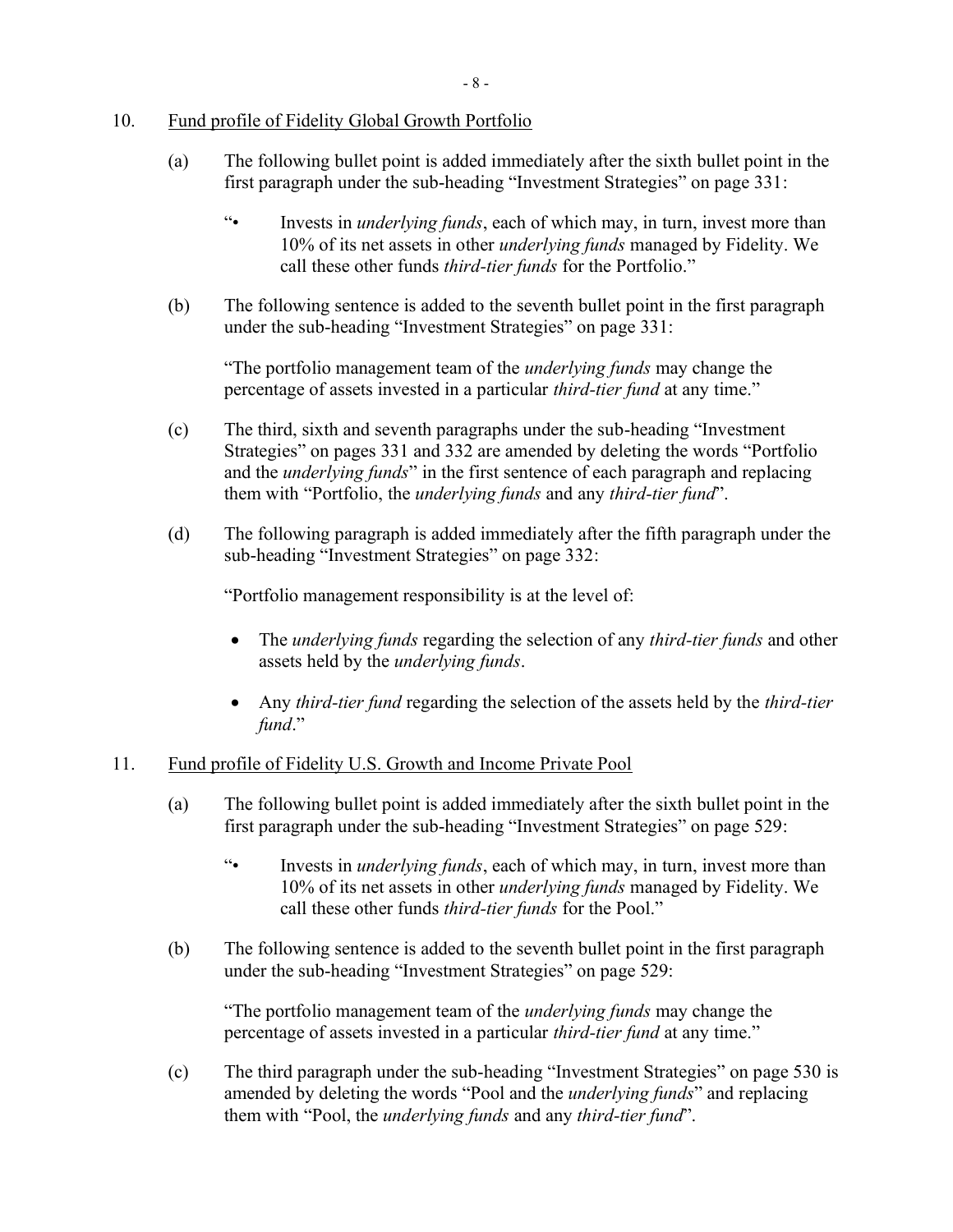10. Fund profile of Fidelity Global Growth Portfolio

    (a) The following bullet point is added immediately after the sixth bullet point in the first paragraph under the sub-heading "Investment Strategies" on page 331:

        "• Invests in *underlying funds*, each of which may, in turn, invest more than 10% of its net assets in other *underlying funds* managed by Fidelity. We call these other funds *third-tier funds* for the Portfolio."

    (b) The following sentence is added to the seventh bullet point in the first paragraph under the sub-heading "Investment Strategies" on page 331:

        "The portfolio management team of the *underlying funds* may change the percentage of assets invested in a particular *third-tier fund* at any time."

    (c) The third, sixth and seventh paragraphs under the sub-heading "Investment Strategies" on pages 331 and 332 are amended by deleting the words "Portfolio and the *underlying funds*" in the first sentence of each paragraph and replacing them with "Portfolio, the *underlying funds* and any *third-tier fund*".

    (d) The following paragraph is added immediately after the fifth paragraph under the sub-heading "Investment Strategies" on page 332:

        "Portfolio management responsibility is at the level of:

        - The *underlying funds* regarding the selection of any *third-tier funds* and other assets held by the *underlying funds*.
        - Any *third-tier fund* regarding the selection of the assets held by the *third-tier fund*."

11. Fund profile of Fidelity U.S. Growth and Income Private Pool

    (a) The following bullet point is added immediately after the sixth bullet point in the first paragraph under the sub-heading "Investment Strategies" on page 529:

        "• Invests in *underlying funds*, each of which may, in turn, invest more than 10% of its net assets in other *underlying funds* managed by Fidelity. We call these other funds *third-tier funds* for the Pool."

    (b) The following sentence is added to the seventh bullet point in the first paragraph under the sub-heading "Investment Strategies" on page 529:

        "The portfolio management team of the *underlying funds* may change the percentage of assets invested in a particular *third-tier fund* at any time."

    (c) The third paragraph under the sub-heading "Investment Strategies" on page 530 is amended by deleting the words "Pool and the *underlying funds*" and replacing them with "Pool, the *underlying funds* and any *third-tier fund*".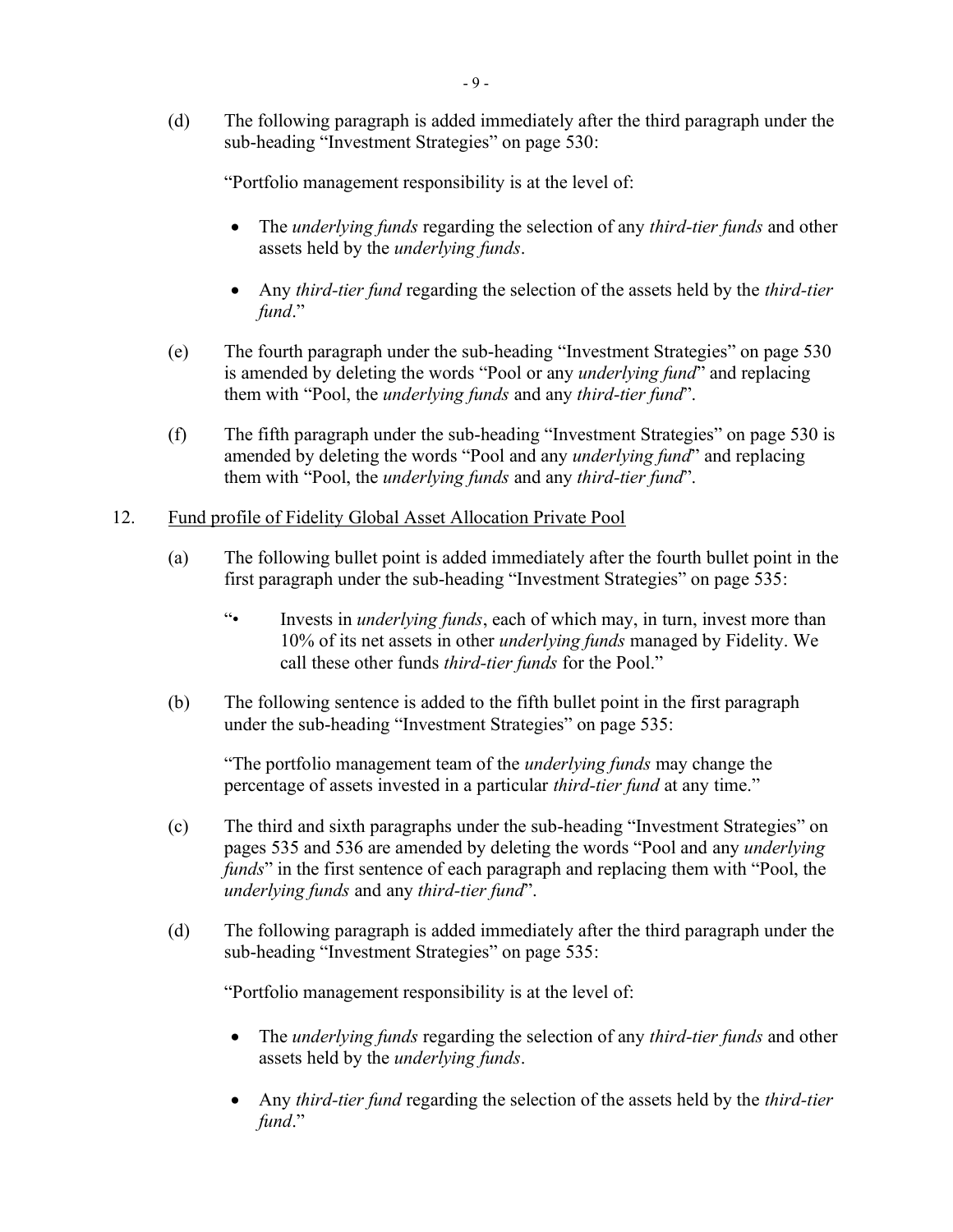(d) The following paragraph is added immediately after the third paragraph under the sub-heading "Investment Strategies" on page 530:

"Portfolio management responsibility is at the level of:

- The *underlying funds* regarding the selection of any *third-tier funds* and other assets held by the *underlying funds*.
- Any *third-tier fund* regarding the selection of the assets held by the *third-tier fund*."

(e) The fourth paragraph under the sub-heading "Investment Strategies" on page 530 is amended by deleting the words "Pool or any *underlying fund*" and replacing them with "Pool, the *underlying funds* and any *third-tier fund*".

(f) The fifth paragraph under the sub-heading "Investment Strategies" on page 530 is amended by deleting the words "Pool and any *underlying fund*" and replacing them with "Pool, the *underlying funds* and any *third-tier fund*".

12. <u>Fund profile of Fidelity Global Asset Allocation Private Pool</u>

(a) The following bullet point is added immediately after the fourth bullet point in the first paragraph under the sub-heading "Investment Strategies" on page 535:

"• Invests in *underlying funds*, each of which may, in turn, invest more than 10% of its net assets in other *underlying funds* managed by Fidelity. We call these other funds *third-tier funds* for the Pool."

(b) The following sentence is added to the fifth bullet point in the first paragraph under the sub-heading "Investment Strategies" on page 535:

"The portfolio management team of the *underlying funds* may change the percentage of assets invested in a particular *third-tier fund* at any time."

(c) The third and sixth paragraphs under the sub-heading "Investment Strategies" on pages 535 and 536 are amended by deleting the words "Pool and any *underlying funds*" in the first sentence of each paragraph and replacing them with "Pool, the *underlying funds* and any *third-tier fund*".

(d) The following paragraph is added immediately after the third paragraph under the sub-heading "Investment Strategies" on page 535:

"Portfolio management responsibility is at the level of:

- The *underlying funds* regarding the selection of any *third-tier funds* and other assets held by the *underlying funds*.
- Any *third-tier fund* regarding the selection of the assets held by the *third-tier fund*."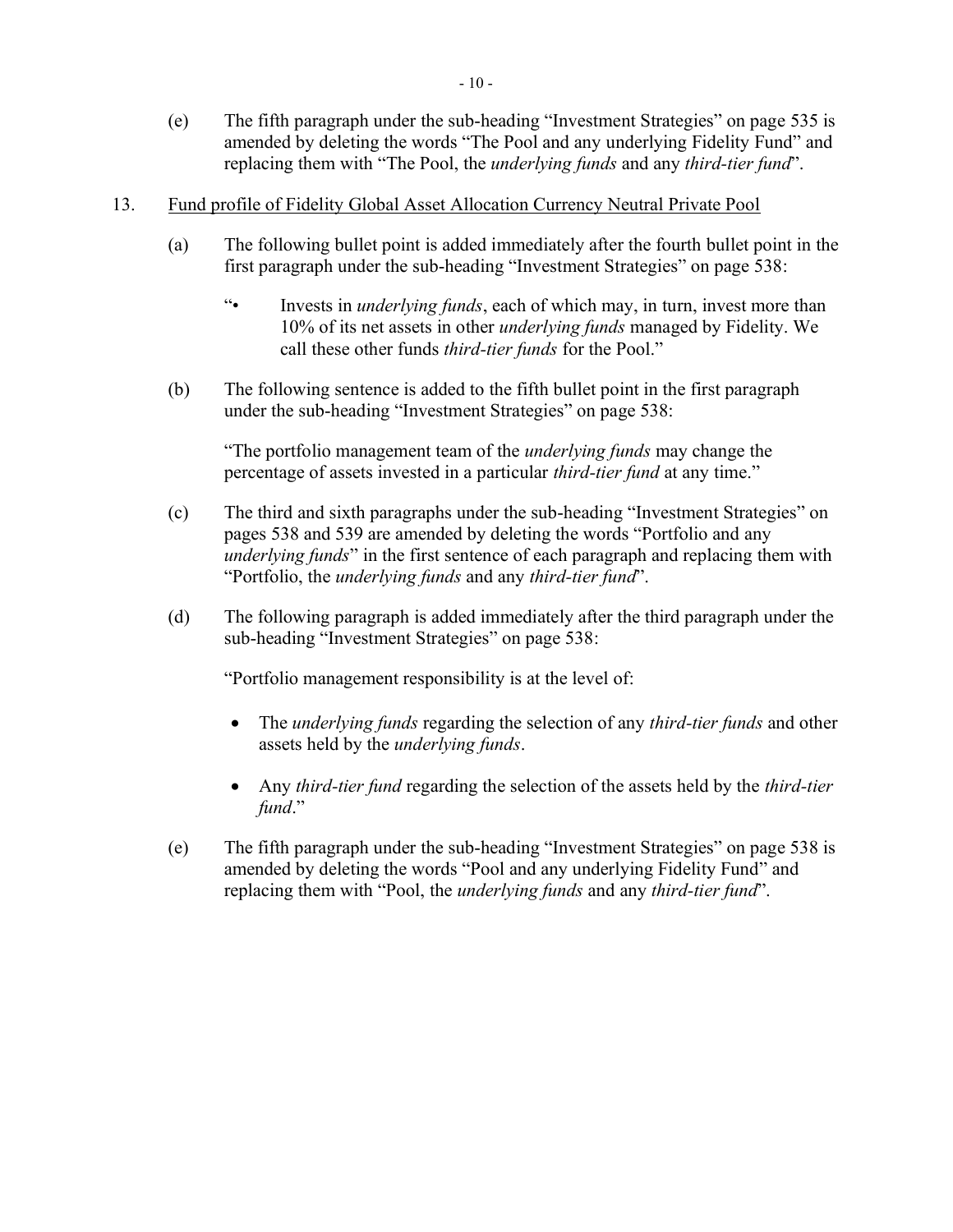(e) The fifth paragraph under the sub-heading "Investment Strategies" on page 535 is amended by deleting the words "The Pool and any underlying Fidelity Fund" and replacing them with "The Pool, the *underlying funds* and any *third-tier fund*".

13. Fund profile of Fidelity Global Asset Allocation Currency Neutral Private Pool

(a) The following bullet point is added immediately after the fourth bullet point in the first paragraph under the sub-heading "Investment Strategies" on page 538:

"• Invests in *underlying funds*, each of which may, in turn, invest more than 10% of its net assets in other *underlying funds* managed by Fidelity. We call these other funds *third-tier funds* for the Pool."

(b) The following sentence is added to the fifth bullet point in the first paragraph under the sub-heading "Investment Strategies" on page 538:

"The portfolio management team of the *underlying funds* may change the percentage of assets invested in a particular *third-tier fund* at any time."

(c) The third and sixth paragraphs under the sub-heading "Investment Strategies" on pages 538 and 539 are amended by deleting the words "Portfolio and any *underlying funds*" in the first sentence of each paragraph and replacing them with "Portfolio, the *underlying funds* and any *third-tier fund*".

(d) The following paragraph is added immediately after the third paragraph under the sub-heading "Investment Strategies" on page 538:

"Portfolio management responsibility is at the level of:

- The *underlying funds* regarding the selection of any *third-tier funds* and other assets held by the *underlying funds*.
- Any *third-tier fund* regarding the selection of the assets held by the *third-tier fund*."

(e) The fifth paragraph under the sub-heading "Investment Strategies" on page 538 is amended by deleting the words "Pool and any underlying Fidelity Fund" and replacing them with "Pool, the *underlying funds* and any *third-tier fund*".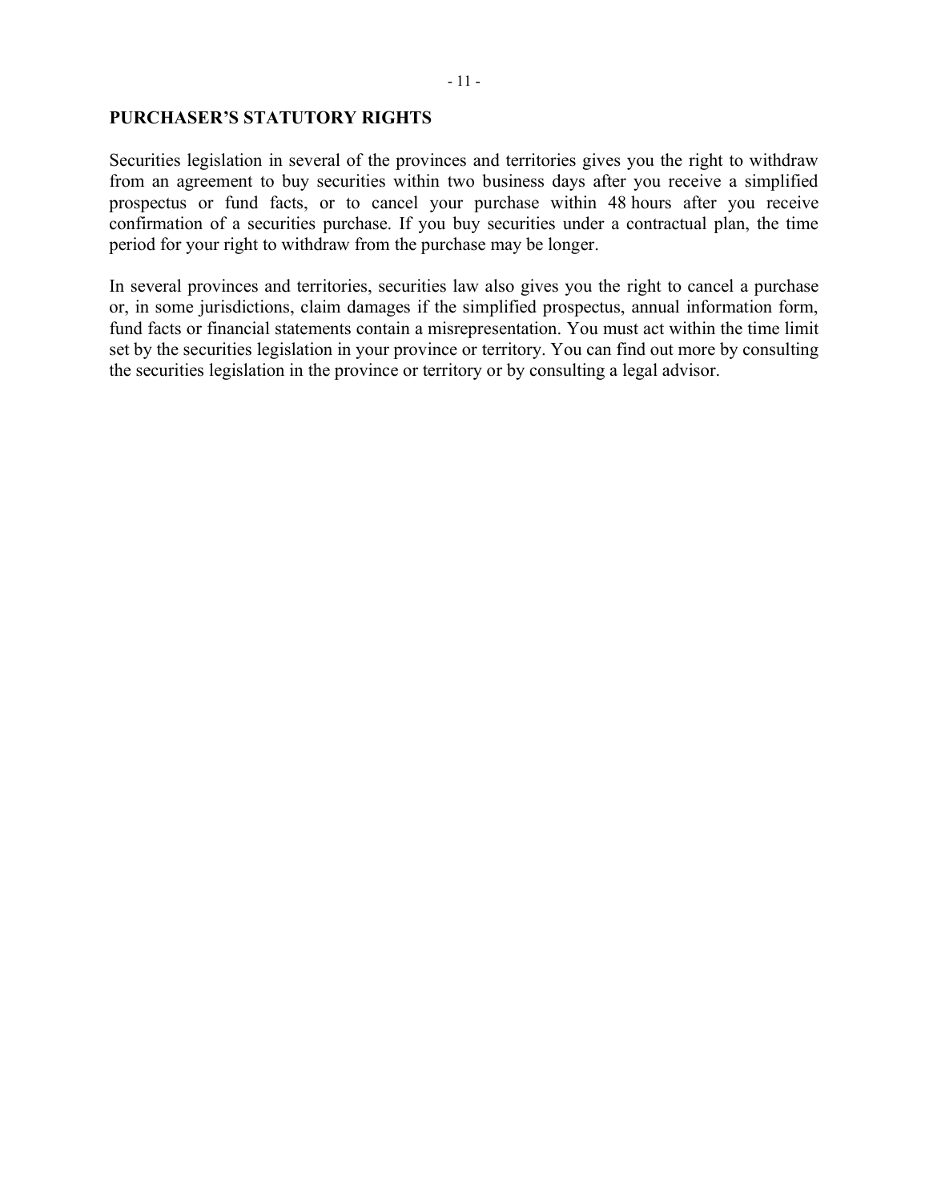## PURCHASER'S STATUTORY RIGHTS

Securities legislation in several of the provinces and territories gives you the right to withdraw from an agreement to buy securities within two business days after you receive a simplified prospectus or fund facts, or to cancel your purchase within 48 hours after you receive confirmation of a securities purchase. If you buy securities under a contractual plan, the time period for your right to withdraw from the purchase may be longer.

In several provinces and territories, securities law also gives you the right to cancel a purchase or, in some jurisdictions, claim damages if the simplified prospectus, annual information form, fund facts or financial statements contain a misrepresentation. You must act within the time limit set by the securities legislation in your province or territory. You can find out more by consulting the securities legislation in the province or territory or by consulting a legal advisor.